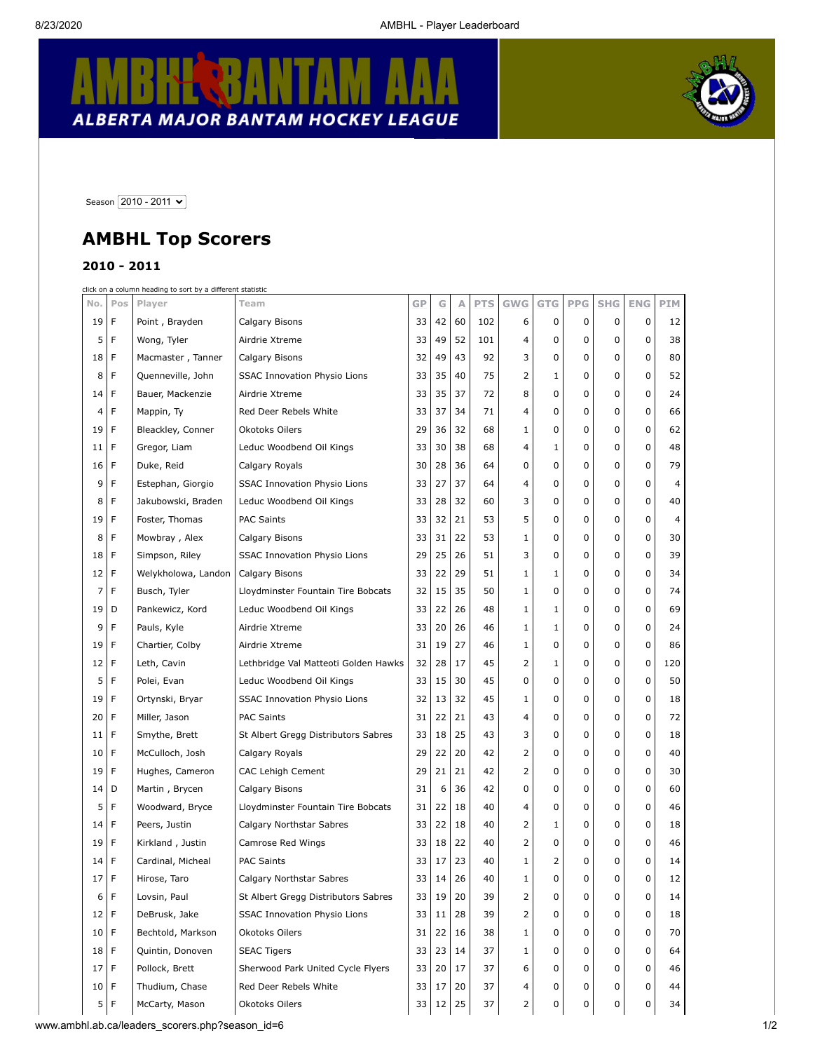AMBHL BANTAM AAA
ALBERTA MAJOR BANTAM HOCKEY LEAGUE

Season 2010 - 2011

# AMBHL Top Scorers

### 2010 - 2011

click on a column heading to sort by a different statistic

| No. | Pos | Player | Team | GP | G | A | PTS | GWG | GTG | PPG | SHG | ENG | PIM |
|---|---|---|---|---|---|---|---|---|---|---|---|---|---|
| 19 | F | Point , Brayden | Calgary Bisons | 33 | 42 | 60 | 102 | 6 | 0 | 0 | 0 | 0 | 12 |
| 5 | F | Wong, Tyler | Airdrie Xtreme | 33 | 49 | 52 | 101 | 4 | 0 | 0 | 0 | 0 | 38 |
| 18 | F | Macmaster , Tanner | Calgary Bisons | 32 | 49 | 43 | 92 | 3 | 0 | 0 | 0 | 0 | 80 |
| 8 | F | Quenneville, John | SSAC Innovation Physio Lions | 33 | 35 | 40 | 75 | 2 | 1 | 0 | 0 | 0 | 52 |
| 14 | F | Bauer, Mackenzie | Airdrie Xtreme | 33 | 35 | 37 | 72 | 8 | 0 | 0 | 0 | 0 | 24 |
| 4 | F | Mappin, Ty | Red Deer Rebels White | 33 | 37 | 34 | 71 | 4 | 0 | 0 | 0 | 0 | 66 |
| 19 | F | Bleackley, Conner | Okotoks Oilers | 29 | 36 | 32 | 68 | 1 | 0 | 0 | 0 | 0 | 62 |
| 11 | F | Gregor, Liam | Leduc Woodbend Oil Kings | 33 | 30 | 38 | 68 | 4 | 1 | 0 | 0 | 0 | 48 |
| 16 | F | Duke, Reid | Calgary Royals | 30 | 28 | 36 | 64 | 0 | 0 | 0 | 0 | 0 | 79 |
| 9 | F | Estephan, Giorgio | SSAC Innovation Physio Lions | 33 | 27 | 37 | 64 | 4 | 0 | 0 | 0 | 0 | 4 |
| 8 | F | Jakubowski, Braden | Leduc Woodbend Oil Kings | 33 | 28 | 32 | 60 | 3 | 0 | 0 | 0 | 0 | 40 |
| 19 | F | Foster, Thomas | PAC Saints | 33 | 32 | 21 | 53 | 5 | 0 | 0 | 0 | 0 | 4 |
| 8 | F | Mowbray , Alex | Calgary Bisons | 33 | 31 | 22 | 53 | 1 | 0 | 0 | 0 | 0 | 30 |
| 18 | F | Simpson, Riley | SSAC Innovation Physio Lions | 29 | 25 | 26 | 51 | 3 | 0 | 0 | 0 | 0 | 39 |
| 12 | F | Welykholowa, Landon | Calgary Bisons | 33 | 22 | 29 | 51 | 1 | 1 | 0 | 0 | 0 | 34 |
| 7 | F | Busch, Tyler | Lloydminster Fountain Tire Bobcats | 32 | 15 | 35 | 50 | 1 | 0 | 0 | 0 | 0 | 74 |
| 19 | D | Pankewicz, Kord | Leduc Woodbend Oil Kings | 33 | 22 | 26 | 48 | 1 | 1 | 0 | 0 | 0 | 69 |
| 9 | F | Pauls, Kyle | Airdrie Xtreme | 33 | 20 | 26 | 46 | 1 | 1 | 0 | 0 | 0 | 24 |
| 19 | F | Chartier, Colby | Airdrie Xtreme | 31 | 19 | 27 | 46 | 1 | 0 | 0 | 0 | 0 | 86 |
| 12 | F | Leth, Cavin | Lethbridge Val Matteoti Golden Hawks | 32 | 28 | 17 | 45 | 2 | 1 | 0 | 0 | 0 | 120 |
| 5 | F | Polei, Evan | Leduc Woodbend Oil Kings | 33 | 15 | 30 | 45 | 0 | 0 | 0 | 0 | 0 | 50 |
| 19 | F | Ortynski, Bryar | SSAC Innovation Physio Lions | 32 | 13 | 32 | 45 | 1 | 0 | 0 | 0 | 0 | 18 |
| 20 | F | Miller, Jason | PAC Saints | 31 | 22 | 21 | 43 | 4 | 0 | 0 | 0 | 0 | 72 |
| 11 | F | Smythe, Brett | St Albert Gregg Distributors Sabres | 33 | 18 | 25 | 43 | 3 | 0 | 0 | 0 | 0 | 18 |
| 10 | F | McCulloch, Josh | Calgary Royals | 29 | 22 | 20 | 42 | 2 | 0 | 0 | 0 | 0 | 40 |
| 19 | F | Hughes, Cameron | CAC Lehigh Cement | 29 | 21 | 21 | 42 | 2 | 0 | 0 | 0 | 0 | 30 |
| 14 | D | Martin , Brycen | Calgary Bisons | 31 | 6 | 36 | 42 | 0 | 0 | 0 | 0 | 0 | 60 |
| 5 | F | Woodward, Bryce | Lloydminster Fountain Tire Bobcats | 31 | 22 | 18 | 40 | 4 | 0 | 0 | 0 | 0 | 46 |
| 14 | F | Peers, Justin | Calgary Northstar Sabres | 33 | 22 | 18 | 40 | 2 | 1 | 0 | 0 | 0 | 18 |
| 19 | F | Kirkland , Justin | Camrose Red Wings | 33 | 18 | 22 | 40 | 2 | 0 | 0 | 0 | 0 | 46 |
| 14 | F | Cardinal, Micheal | PAC Saints | 33 | 17 | 23 | 40 | 1 | 2 | 0 | 0 | 0 | 14 |
| 17 | F | Hirose, Taro | Calgary Northstar Sabres | 33 | 14 | 26 | 40 | 1 | 0 | 0 | 0 | 0 | 12 |
| 6 | F | Lovsin, Paul | St Albert Gregg Distributors Sabres | 33 | 19 | 20 | 39 | 2 | 0 | 0 | 0 | 0 | 14 |
| 12 | F | DeBrusk, Jake | SSAC Innovation Physio Lions | 33 | 11 | 28 | 39 | 2 | 0 | 0 | 0 | 0 | 18 |
| 10 | F | Bechtold, Markson | Okotoks Oilers | 31 | 22 | 16 | 38 | 1 | 0 | 0 | 0 | 0 | 70 |
| 18 | F | Quintin, Donoven | SEAC Tigers | 33 | 23 | 14 | 37 | 1 | 0 | 0 | 0 | 0 | 64 |
| 17 | F | Pollock, Brett | Sherwood Park United Cycle Flyers | 33 | 20 | 17 | 37 | 6 | 0 | 0 | 0 | 0 | 46 |
| 10 | F | Thudium, Chase | Red Deer Rebels White | 33 | 17 | 20 | 37 | 4 | 0 | 0 | 0 | 0 | 44 |
| 5 | F | McCarty, Mason | Okotoks Oilers | 33 | 12 | 25 | 37 | 2 | 0 | 0 | 0 | 0 | 34 |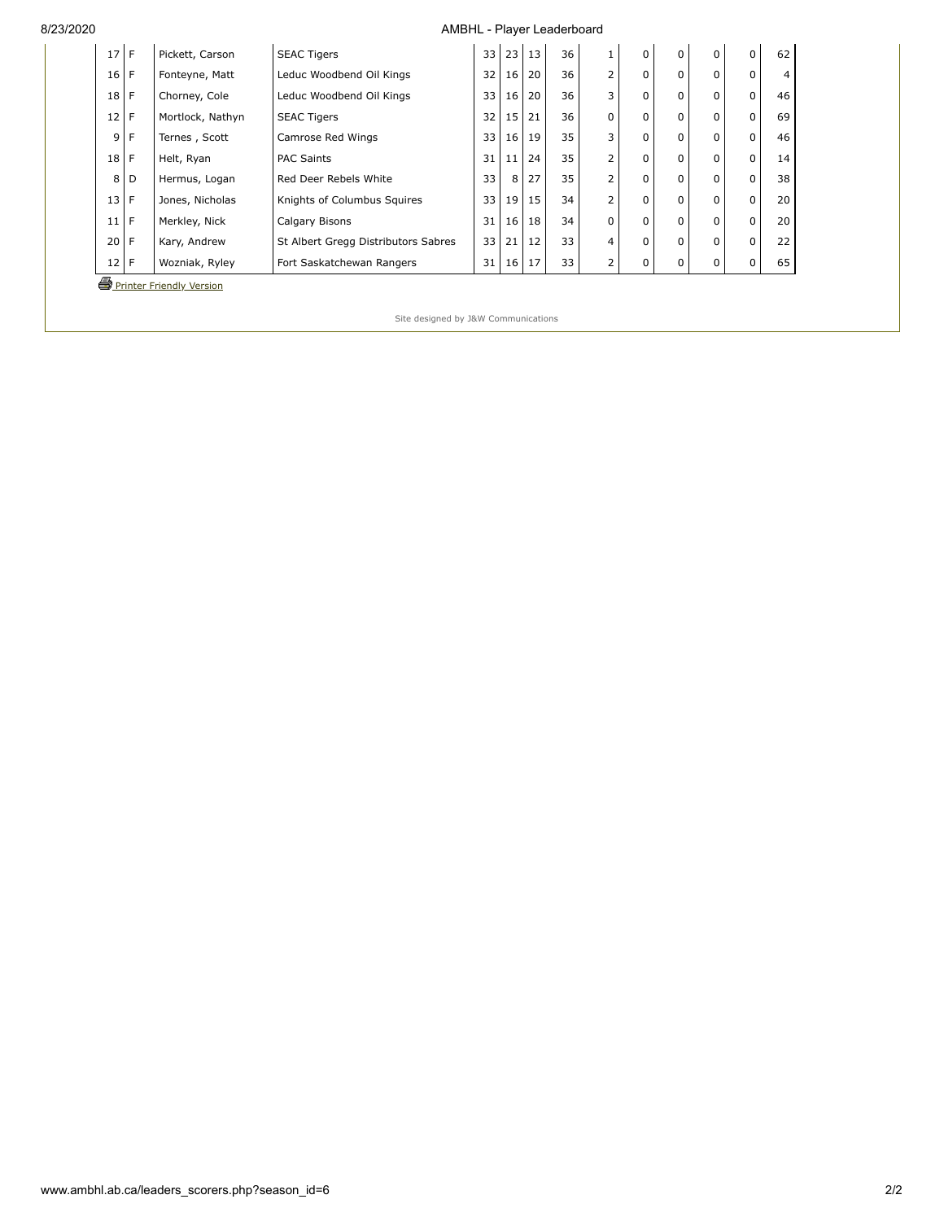| | | | | | | | | | | | | | | |
|---|---|---|---|---|---|---|---|---|---|---|---|---|---|---|
| 17 | F | Pickett, Carson | SEAC Tigers | 33 | 23 | 13 | 36 | 1 | 0 | 0 | 0 | 0 | 62 |
| 16 | F | Fonteyne, Matt | Leduc Woodbend Oil Kings | 32 | 16 | 20 | 36 | 2 | 0 | 0 | 0 | 0 | 4 |
| 18 | F | Chorney, Cole | Leduc Woodbend Oil Kings | 33 | 16 | 20 | 36 | 3 | 0 | 0 | 0 | 0 | 46 |
| 12 | F | Mortlock, Nathyn | SEAC Tigers | 32 | 15 | 21 | 36 | 0 | 0 | 0 | 0 | 0 | 69 |
| 9 | F | Ternes , Scott | Camrose Red Wings | 33 | 16 | 19 | 35 | 3 | 0 | 0 | 0 | 0 | 46 |
| 18 | F | Helt, Ryan | PAC Saints | 31 | 11 | 24 | 35 | 2 | 0 | 0 | 0 | 0 | 14 |
| 8 | D | Hermus, Logan | Red Deer Rebels White | 33 | 8 | 27 | 35 | 2 | 0 | 0 | 0 | 0 | 38 |
| 13 | F | Jones, Nicholas | Knights of Columbus Squires | 33 | 19 | 15 | 34 | 2 | 0 | 0 | 0 | 0 | 20 |
| 11 | F | Merkley, Nick | Calgary Bisons | 31 | 16 | 18 | 34 | 0 | 0 | 0 | 0 | 0 | 20 |
| 20 | F | Kary, Andrew | St Albert Gregg Distributors Sabres | 33 | 21 | 12 | 33 | 4 | 0 | 0 | 0 | 0 | 22 |
| 12 | F | Wozniak, Ryley | Fort Saskatchewan Rangers | 31 | 16 | 17 | 33 | 2 | 0 | 0 | 0 | 0 | 65 |

Printer Friendly Version

Site designed by J&W Communications